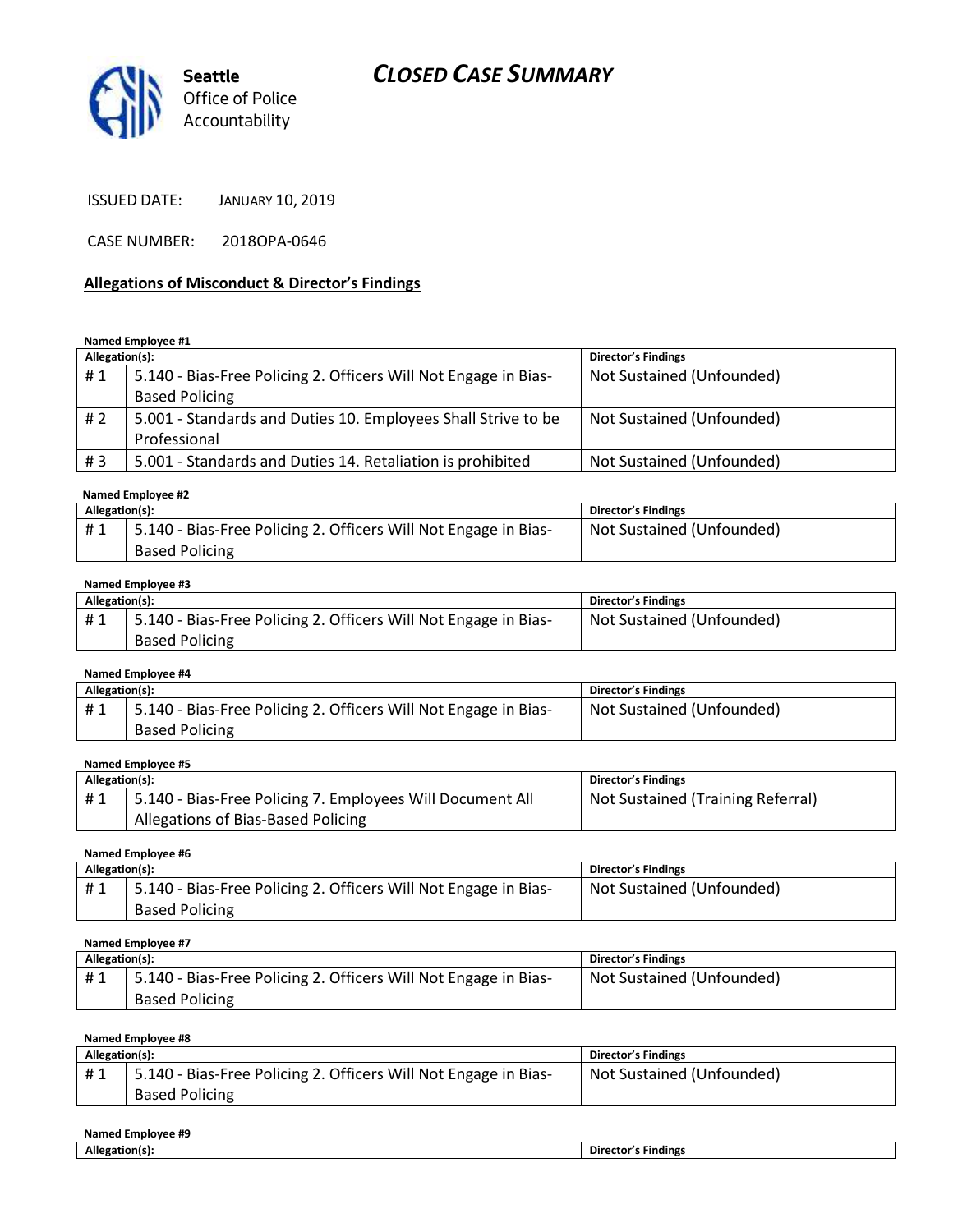Seattle Office of Police Accountability

# CLOSED CASE SUMMARY

ISSUED DATE: JANUARY 10, 2019

CASE NUMBER: 2018OPA-0646

## Allegations of Misconduct & Director's Findings

**Named Employee #1**

| Allegation(s): | | Director's Findings |
|---|---|---|
| # 1 | 5.140 - Bias-Free Policing 2. Officers Will Not Engage in Bias-Based Policing | Not Sustained (Unfounded) |
| # 2 | 5.001 - Standards and Duties 10. Employees Shall Strive to be Professional | Not Sustained (Unfounded) |
| # 3 | 5.001 - Standards and Duties 14. Retaliation is prohibited | Not Sustained (Unfounded) |

**Named Employee #2**

| Allegation(s): | | Director's Findings |
|---|---|---|
| # 1 | 5.140 - Bias-Free Policing 2. Officers Will Not Engage in Bias-Based Policing | Not Sustained (Unfounded) |

**Named Employee #3**

| Allegation(s): | | Director's Findings |
|---|---|---|
| # 1 | 5.140 - Bias-Free Policing 2. Officers Will Not Engage in Bias-Based Policing | Not Sustained (Unfounded) |

**Named Employee #4**

| Allegation(s): | | Director's Findings |
|---|---|---|
| # 1 | 5.140 - Bias-Free Policing 2. Officers Will Not Engage in Bias-Based Policing | Not Sustained (Unfounded) |

**Named Employee #5**

| Allegation(s): | | Director's Findings |
|---|---|---|
| # 1 | 5.140 - Bias-Free Policing 7. Employees Will Document All Allegations of Bias-Based Policing | Not Sustained (Training Referral) |

**Named Employee #6**

| Allegation(s): | | Director's Findings |
|---|---|---|
| # 1 | 5.140 - Bias-Free Policing 2. Officers Will Not Engage in Bias-Based Policing | Not Sustained (Unfounded) |

**Named Employee #7**

| Allegation(s): | | Director's Findings |
|---|---|---|
| # 1 | 5.140 - Bias-Free Policing 2. Officers Will Not Engage in Bias-Based Policing | Not Sustained (Unfounded) |

**Named Employee #8**

| Allegation(s): | | Director's Findings |
|---|---|---|
| # 1 | 5.140 - Bias-Free Policing 2. Officers Will Not Engage in Bias-Based Policing | Not Sustained (Unfounded) |

**Named Employee #9**

| Allegation(s): | | Director's Findings |
|---|---|---|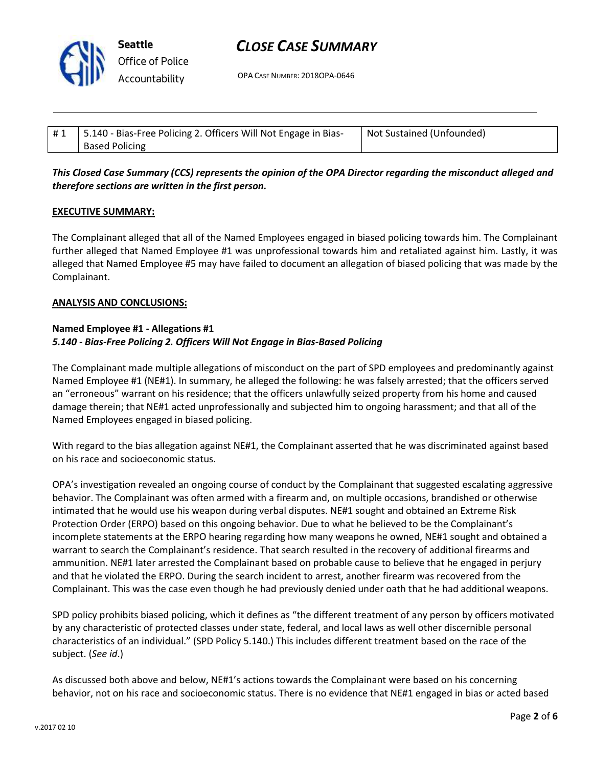| # 1 | 5.140 - Bias-Free Policing 2. Officers Will Not Engage in Bias-Based Policing | Not Sustained (Unfounded) |
|---|---|---|

***This Closed Case Summary (CCS) represents the opinion of the OPA Director regarding the misconduct alleged and therefore sections are written in the first person.***

**EXECUTIVE SUMMARY:**

The Complainant alleged that all of the Named Employees engaged in biased policing towards him. The Complainant further alleged that Named Employee #1 was unprofessional towards him and retaliated against him. Lastly, it was alleged that Named Employee #5 may have failed to document an allegation of biased policing that was made by the Complainant.

**ANALYSIS AND CONCLUSIONS:**

**Named Employee #1 - Allegations #1**
***5.140 - Bias-Free Policing 2. Officers Will Not Engage in Bias-Based Policing***

The Complainant made multiple allegations of misconduct on the part of SPD employees and predominantly against Named Employee #1 (NE#1). In summary, he alleged the following: he was falsely arrested; that the officers served an "erroneous" warrant on his residence; that the officers unlawfully seized property from his home and caused damage therein; that NE#1 acted unprofessionally and subjected him to ongoing harassment; and that all of the Named Employees engaged in biased policing.

With regard to the bias allegation against NE#1, the Complainant asserted that he was discriminated against based on his race and socioeconomic status.

OPA's investigation revealed an ongoing course of conduct by the Complainant that suggested escalating aggressive behavior. The Complainant was often armed with a firearm and, on multiple occasions, brandished or otherwise intimated that he would use his weapon during verbal disputes. NE#1 sought and obtained an Extreme Risk Protection Order (ERPO) based on this ongoing behavior. Due to what he believed to be the Complainant's incomplete statements at the ERPO hearing regarding how many weapons he owned, NE#1 sought and obtained a warrant to search the Complainant's residence. That search resulted in the recovery of additional firearms and ammunition. NE#1 later arrested the Complainant based on probable cause to believe that he engaged in perjury and that he violated the ERPO. During the search incident to arrest, another firearm was recovered from the Complainant. This was the case even though he had previously denied under oath that he had additional weapons.

SPD policy prohibits biased policing, which it defines as "the different treatment of any person by officers motivated by any characteristic of protected classes under state, federal, and local laws as well other discernible personal characteristics of an individual." (SPD Policy 5.140.) This includes different treatment based on the race of the subject. (*See id*.)

As discussed both above and below, NE#1's actions towards the Complainant were based on his concerning behavior, not on his race and socioeconomic status. There is no evidence that NE#1 engaged in bias or acted based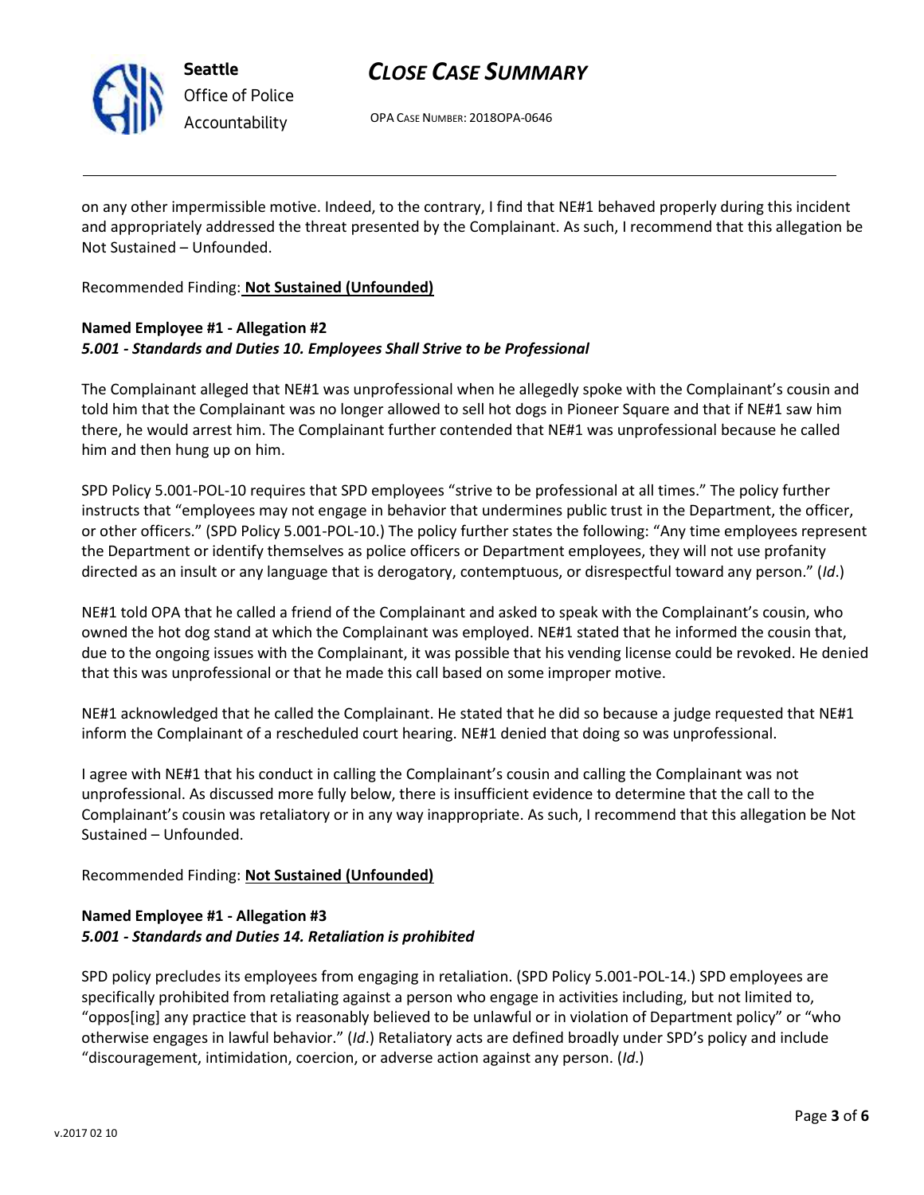on any other impermissible motive. Indeed, to the contrary, I find that NE#1 behaved properly during this incident and appropriately addressed the threat presented by the Complainant. As such, I recommend that this allegation be Not Sustained – Unfounded.

Recommended Finding: **Not Sustained (Unfounded)**

**Named Employee #1 - Allegation #2**
***5.001 - Standards and Duties 10. Employees Shall Strive to be Professional***

The Complainant alleged that NE#1 was unprofessional when he allegedly spoke with the Complainant's cousin and told him that the Complainant was no longer allowed to sell hot dogs in Pioneer Square and that if NE#1 saw him there, he would arrest him. The Complainant further contended that NE#1 was unprofessional because he called him and then hung up on him.

SPD Policy 5.001-POL-10 requires that SPD employees "strive to be professional at all times." The policy further instructs that "employees may not engage in behavior that undermines public trust in the Department, the officer, or other officers." (SPD Policy 5.001-POL-10.) The policy further states the following: "Any time employees represent the Department or identify themselves as police officers or Department employees, they will not use profanity directed as an insult or any language that is derogatory, contemptuous, or disrespectful toward any person." (*Id*.)

NE#1 told OPA that he called a friend of the Complainant and asked to speak with the Complainant's cousin, who owned the hot dog stand at which the Complainant was employed. NE#1 stated that he informed the cousin that, due to the ongoing issues with the Complainant, it was possible that his vending license could be revoked. He denied that this was unprofessional or that he made this call based on some improper motive.

NE#1 acknowledged that he called the Complainant. He stated that he did so because a judge requested that NE#1 inform the Complainant of a rescheduled court hearing. NE#1 denied that doing so was unprofessional.

I agree with NE#1 that his conduct in calling the Complainant's cousin and calling the Complainant was not unprofessional. As discussed more fully below, there is insufficient evidence to determine that the call to the Complainant's cousin was retaliatory or in any way inappropriate. As such, I recommend that this allegation be Not Sustained – Unfounded.

Recommended Finding: **Not Sustained (Unfounded)**

**Named Employee #1 - Allegation #3**
***5.001 - Standards and Duties 14. Retaliation is prohibited***

SPD policy precludes its employees from engaging in retaliation. (SPD Policy 5.001-POL-14.) SPD employees are specifically prohibited from retaliating against a person who engage in activities including, but not limited to, "oppos[ing] any practice that is reasonably believed to be unlawful or in violation of Department policy" or "who otherwise engages in lawful behavior." (*Id*.) Retaliatory acts are defined broadly under SPD's policy and include "discouragement, intimidation, coercion, or adverse action against any person. (*Id*.)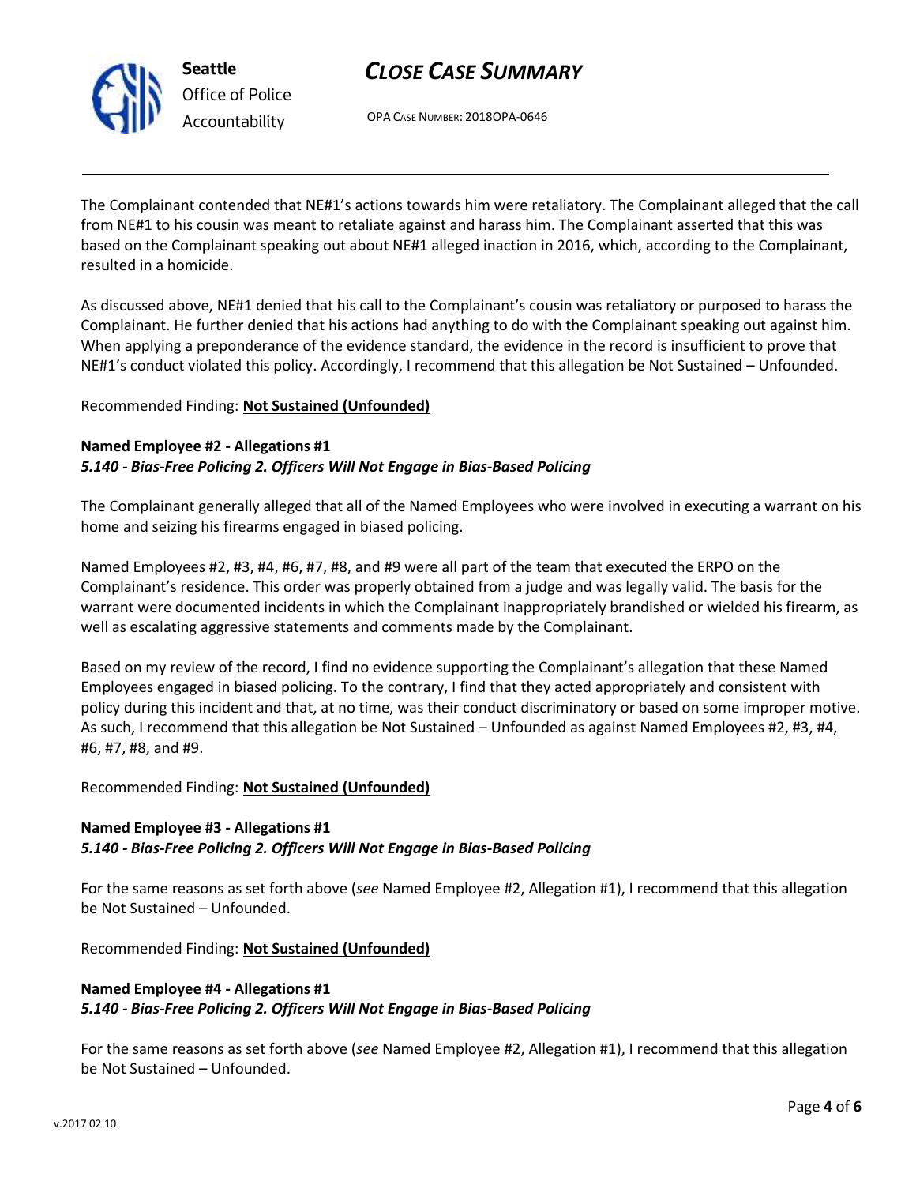The Complainant contended that NE#1's actions towards him were retaliatory. The Complainant alleged that the call from NE#1 to his cousin was meant to retaliate against and harass him. The Complainant asserted that this was based on the Complainant speaking out about NE#1 alleged inaction in 2016, which, according to the Complainant, resulted in a homicide.

As discussed above, NE#1 denied that his call to the Complainant's cousin was retaliatory or purposed to harass the Complainant. He further denied that his actions had anything to do with the Complainant speaking out against him. When applying a preponderance of the evidence standard, the evidence in the record is insufficient to prove that NE#1's conduct violated this policy. Accordingly, I recommend that this allegation be Not Sustained – Unfounded.

Recommended Finding: **Not Sustained (Unfounded)**

**Named Employee #2 - Allegations #1**
***5.140 - Bias-Free Policing 2. Officers Will Not Engage in Bias-Based Policing***

The Complainant generally alleged that all of the Named Employees who were involved in executing a warrant on his home and seizing his firearms engaged in biased policing.

Named Employees #2, #3, #4, #6, #7, #8, and #9 were all part of the team that executed the ERPO on the Complainant's residence. This order was properly obtained from a judge and was legally valid. The basis for the warrant were documented incidents in which the Complainant inappropriately brandished or wielded his firearm, as well as escalating aggressive statements and comments made by the Complainant.

Based on my review of the record, I find no evidence supporting the Complainant's allegation that these Named Employees engaged in biased policing. To the contrary, I find that they acted appropriately and consistent with policy during this incident and that, at no time, was their conduct discriminatory or based on some improper motive. As such, I recommend that this allegation be Not Sustained – Unfounded as against Named Employees #2, #3, #4, #6, #7, #8, and #9.

Recommended Finding: **Not Sustained (Unfounded)**

**Named Employee #3 - Allegations #1**
***5.140 - Bias-Free Policing 2. Officers Will Not Engage in Bias-Based Policing***

For the same reasons as set forth above (*see* Named Employee #2, Allegation #1), I recommend that this allegation be Not Sustained – Unfounded.

Recommended Finding: **Not Sustained (Unfounded)**

**Named Employee #4 - Allegations #1**
***5.140 - Bias-Free Policing 2. Officers Will Not Engage in Bias-Based Policing***

For the same reasons as set forth above (*see* Named Employee #2, Allegation #1), I recommend that this allegation be Not Sustained – Unfounded.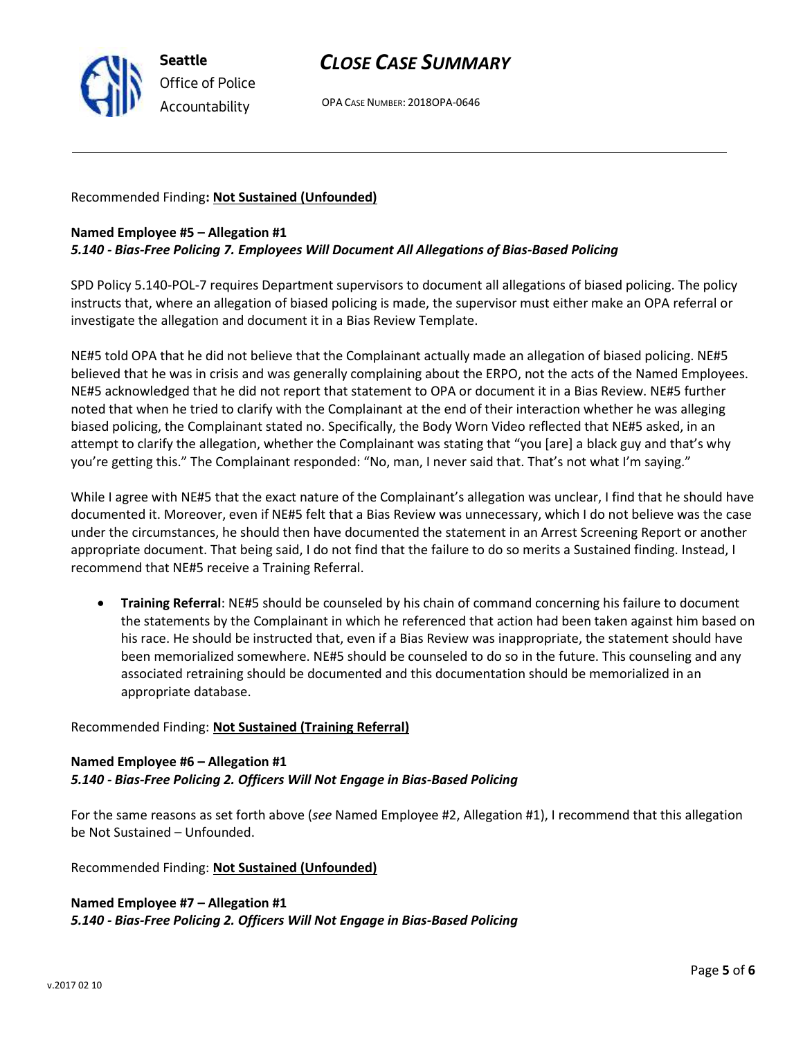Recommended Finding**: Not Sustained (Unfounded)**

**Named Employee #5 – Allegation #1**
***5.140 - Bias-Free Policing 7. Employees Will Document All Allegations of Bias-Based Policing***

SPD Policy 5.140-POL-7 requires Department supervisors to document all allegations of biased policing. The policy instructs that, where an allegation of biased policing is made, the supervisor must either make an OPA referral or investigate the allegation and document it in a Bias Review Template.

NE#5 told OPA that he did not believe that the Complainant actually made an allegation of biased policing. NE#5 believed that he was in crisis and was generally complaining about the ERPO, not the acts of the Named Employees. NE#5 acknowledged that he did not report that statement to OPA or document it in a Bias Review. NE#5 further noted that when he tried to clarify with the Complainant at the end of their interaction whether he was alleging biased policing, the Complainant stated no. Specifically, the Body Worn Video reflected that NE#5 asked, in an attempt to clarify the allegation, whether the Complainant was stating that "you [are] a black guy and that's why you're getting this." The Complainant responded: "No, man, I never said that. That's not what I'm saying."

While I agree with NE#5 that the exact nature of the Complainant's allegation was unclear, I find that he should have documented it. Moreover, even if NE#5 felt that a Bias Review was unnecessary, which I do not believe was the case under the circumstances, he should then have documented the statement in an Arrest Screening Report or another appropriate document. That being said, I do not find that the failure to do so merits a Sustained finding. Instead, I recommend that NE#5 receive a Training Referral.

- **Training Referral**: NE#5 should be counseled by his chain of command concerning his failure to document the statements by the Complainant in which he referenced that action had been taken against him based on his race. He should be instructed that, even if a Bias Review was inappropriate, the statement should have been memorialized somewhere. NE#5 should be counseled to do so in the future. This counseling and any associated retraining should be documented and this documentation should be memorialized in an appropriate database.

Recommended Finding: **Not Sustained (Training Referral)**

**Named Employee #6 – Allegation #1**
***5.140 - Bias-Free Policing 2. Officers Will Not Engage in Bias-Based Policing***

For the same reasons as set forth above (*see* Named Employee #2, Allegation #1), I recommend that this allegation be Not Sustained – Unfounded.

Recommended Finding: **Not Sustained (Unfounded)**

**Named Employee #7 – Allegation #1**
***5.140 - Bias-Free Policing 2. Officers Will Not Engage in Bias-Based Policing***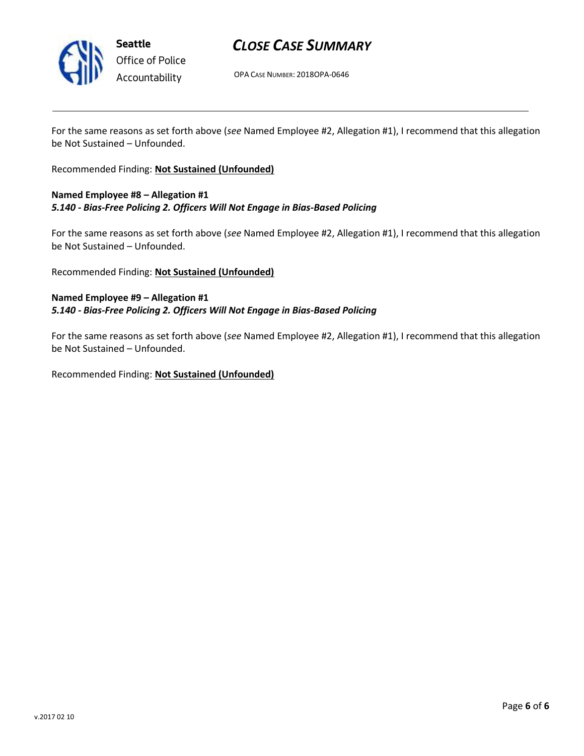For the same reasons as set forth above (*see* Named Employee #2, Allegation #1), I recommend that this allegation be Not Sustained – Unfounded.

Recommended Finding: **Not Sustained (Unfounded)**

**Named Employee #8 – Allegation #1**
***5.140 - Bias-Free Policing 2. Officers Will Not Engage in Bias-Based Policing***

For the same reasons as set forth above (*see* Named Employee #2, Allegation #1), I recommend that this allegation be Not Sustained – Unfounded.

Recommended Finding: **Not Sustained (Unfounded)**

**Named Employee #9 – Allegation #1**
***5.140 - Bias-Free Policing 2. Officers Will Not Engage in Bias-Based Policing***

For the same reasons as set forth above (*see* Named Employee #2, Allegation #1), I recommend that this allegation be Not Sustained – Unfounded.

Recommended Finding: **Not Sustained (Unfounded)**